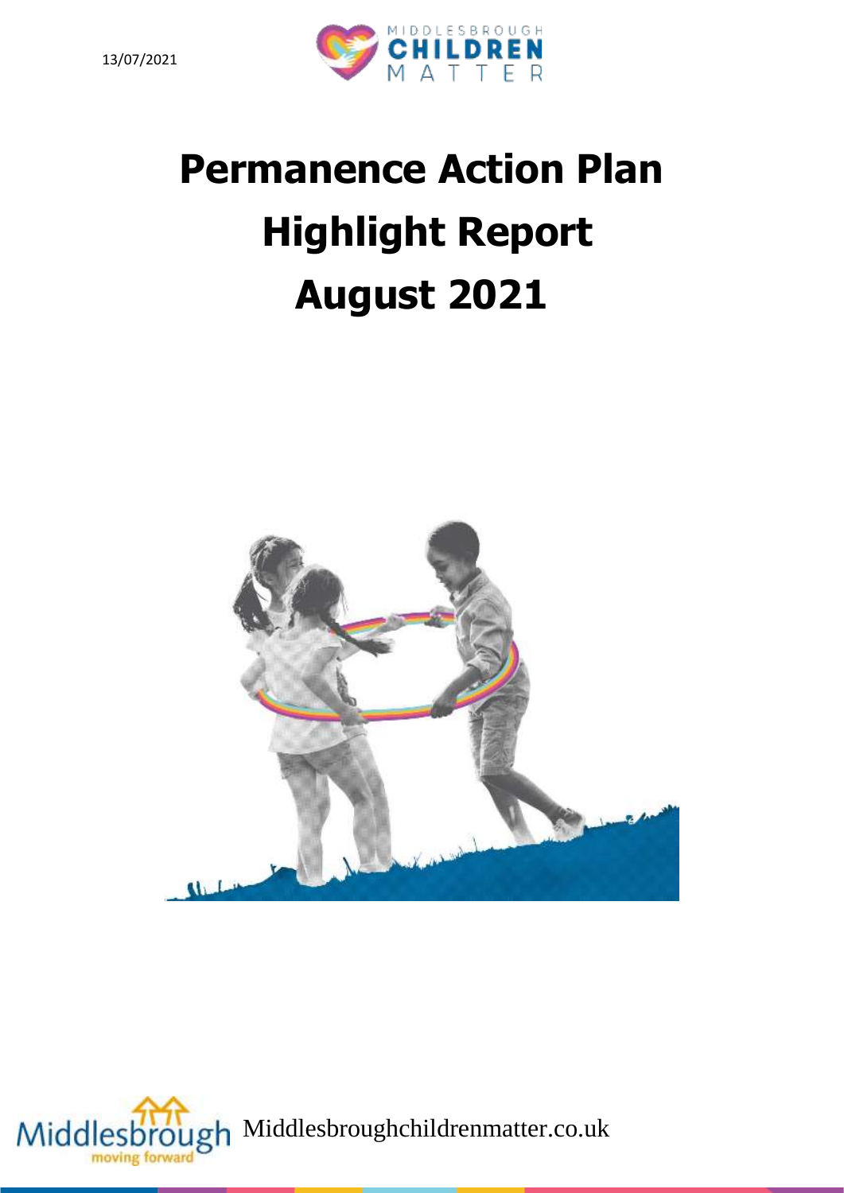13/07/2021

# Permanence Action Plan Highlight Report August 2021

Middlesbroughchildrenmatter.co.uk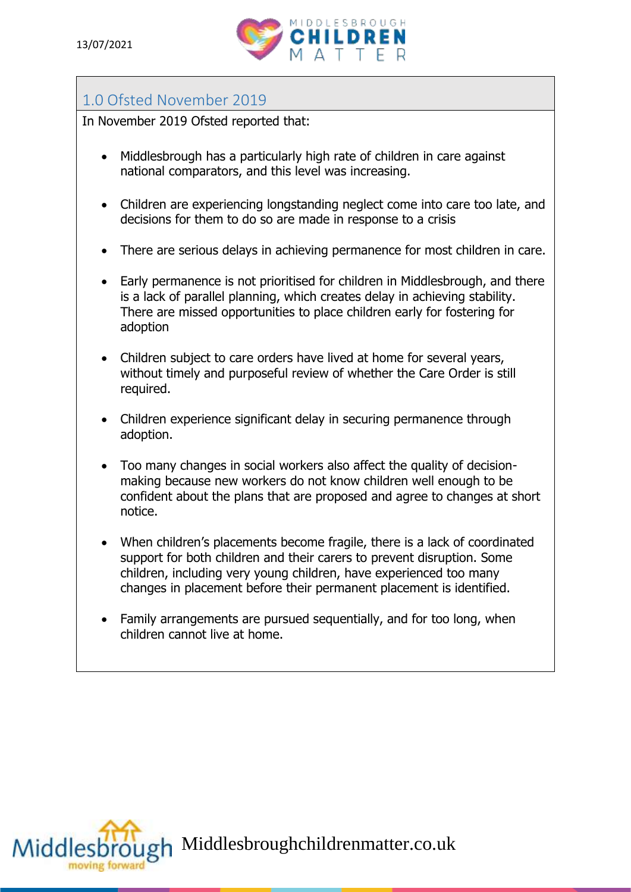## 1.0 Ofsted November 2019

In November 2019 Ofsted reported that:

- Middlesbrough has a particularly high rate of children in care against national comparators, and this level was increasing.
- Children are experiencing longstanding neglect come into care too late, and decisions for them to do so are made in response to a crisis
- There are serious delays in achieving permanence for most children in care.
- Early permanence is not prioritised for children in Middlesbrough, and there is a lack of parallel planning, which creates delay in achieving stability. There are missed opportunities to place children early for fostering for adoption
- Children subject to care orders have lived at home for several years, without timely and purposeful review of whether the Care Order is still required.
- Children experience significant delay in securing permanence through adoption.
- Too many changes in social workers also affect the quality of decision-making because new workers do not know children well enough to be confident about the plans that are proposed and agree to changes at short notice.
- When children's placements become fragile, there is a lack of coordinated support for both children and their carers to prevent disruption. Some children, including very young children, have experienced too many changes in placement before their permanent placement is identified.
- Family arrangements are pursued sequentially, and for too long, when children cannot live at home.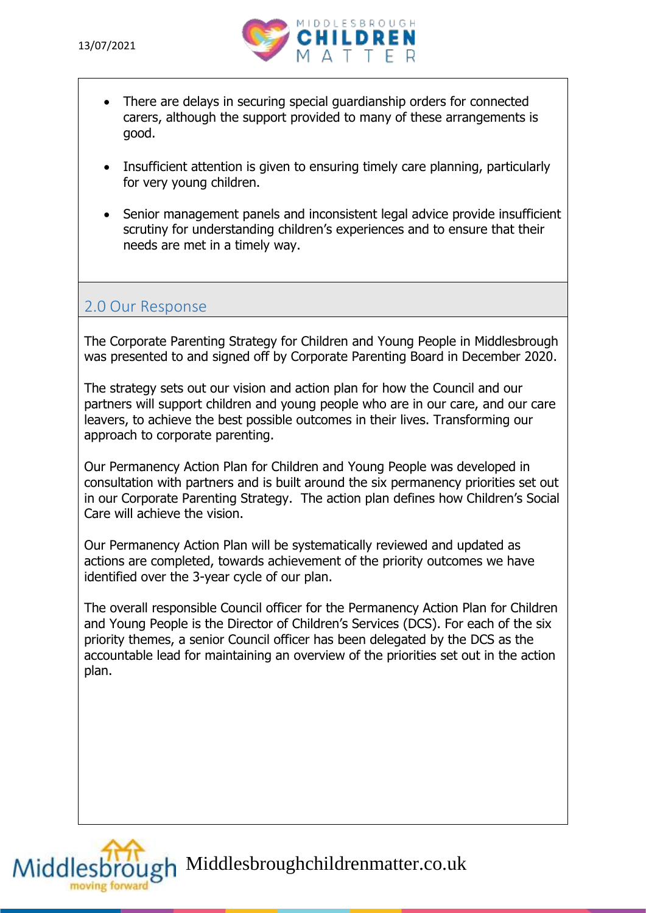- There are delays in securing special guardianship orders for connected carers, although the support provided to many of these arrangements is good.

- Insufficient attention is given to ensuring timely care planning, particularly for very young children.

- Senior management panels and inconsistent legal advice provide insufficient scrutiny for understanding children's experiences and to ensure that their needs are met in a timely way.

## 2.0 Our Response

The Corporate Parenting Strategy for Children and Young People in Middlesbrough was presented to and signed off by Corporate Parenting Board in December 2020.

The strategy sets out our vision and action plan for how the Council and our partners will support children and young people who are in our care, and our care leavers, to achieve the best possible outcomes in their lives. Transforming our approach to corporate parenting.

Our Permanency Action Plan for Children and Young People was developed in consultation with partners and is built around the six permanency priorities set out in our Corporate Parenting Strategy. The action plan defines how Children's Social Care will achieve the vision.

Our Permanency Action Plan will be systematically reviewed and updated as actions are completed, towards achievement of the priority outcomes we have identified over the 3-year cycle of our plan.

The overall responsible Council officer for the Permanency Action Plan for Children and Young People is the Director of Children's Services (DCS). For each of the six priority themes, a senior Council officer has been delegated by the DCS as the accountable lead for maintaining an overview of the priorities set out in the action plan.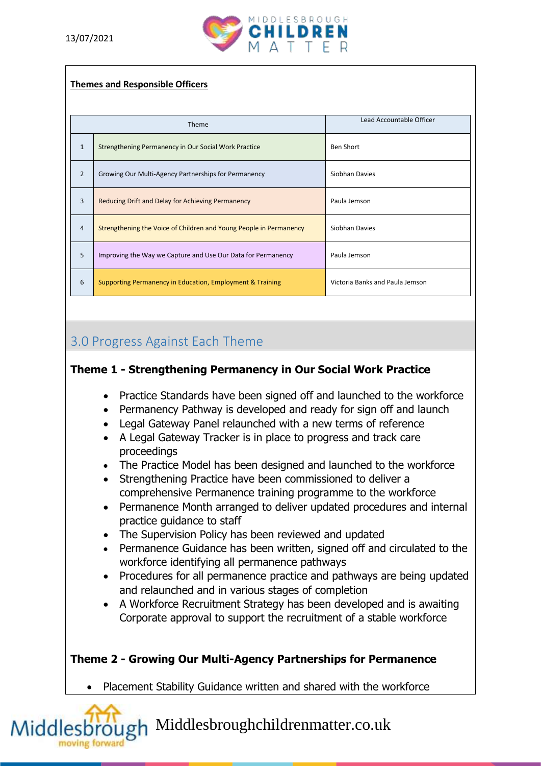**Themes and Responsible Officers**

| | Theme | Lead Accountable Officer |
|---|---|---|
| 1 | Strengthening Permanency in Our Social Work Practice | Ben Short |
| 2 | Growing Our Multi-Agency Partnerships for Permanency | Siobhan Davies |
| 3 | Reducing Drift and Delay for Achieving Permanency | Paula Jemson |
| 4 | Strengthening the Voice of Children and Young People in Permanency | Siobhan Davies |
| 5 | Improving the Way we Capture and Use Our Data for Permanency | Paula Jemson |
| 6 | Supporting Permanency in Education, Employment & Training | Victoria Banks and Paula Jemson |

## 3.0 Progress Against Each Theme

### Theme 1 - Strengthening Permanency in Our Social Work Practice

- Practice Standards have been signed off and launched to the workforce
- Permanency Pathway is developed and ready for sign off and launch
- Legal Gateway Panel relaunched with a new terms of reference
- A Legal Gateway Tracker is in place to progress and track care proceedings
- The Practice Model has been designed and launched to the workforce
- Strengthening Practice have been commissioned to deliver a comprehensive Permanence training programme to the workforce
- Permanence Month arranged to deliver updated procedures and internal practice guidance to staff
- The Supervision Policy has been reviewed and updated
- Permanence Guidance has been written, signed off and circulated to the workforce identifying all permanence pathways
- Procedures for all permanence practice and pathways are being updated and relaunched and in various stages of completion
- A Workforce Recruitment Strategy has been developed and is awaiting Corporate approval to support the recruitment of a stable workforce

### Theme 2 - Growing Our Multi-Agency Partnerships for Permanence

- Placement Stability Guidance written and shared with the workforce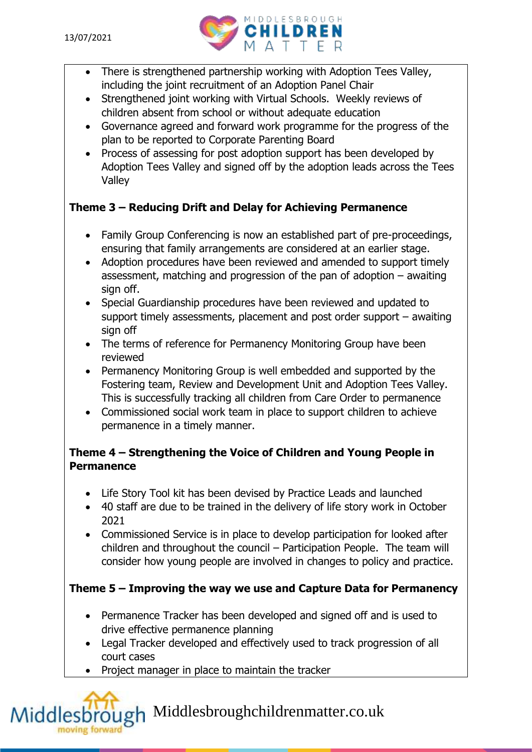- There is strengthened partnership working with Adoption Tees Valley, including the joint recruitment of an Adoption Panel Chair
- Strengthened joint working with Virtual Schools. Weekly reviews of children absent from school or without adequate education
- Governance agreed and forward work programme for the progress of the plan to be reported to Corporate Parenting Board
- Process of assessing for post adoption support has been developed by Adoption Tees Valley and signed off by the adoption leads across the Tees Valley

**Theme 3 – Reducing Drift and Delay for Achieving Permanence**

- Family Group Conferencing is now an established part of pre-proceedings, ensuring that family arrangements are considered at an earlier stage.
- Adoption procedures have been reviewed and amended to support timely assessment, matching and progression of the pan of adoption – awaiting sign off.
- Special Guardianship procedures have been reviewed and updated to support timely assessments, placement and post order support – awaiting sign off
- The terms of reference for Permanency Monitoring Group have been reviewed
- Permanency Monitoring Group is well embedded and supported by the Fostering team, Review and Development Unit and Adoption Tees Valley. This is successfully tracking all children from Care Order to permanence
- Commissioned social work team in place to support children to achieve permanence in a timely manner.

**Theme 4 – Strengthening the Voice of Children and Young People in Permanence**

- Life Story Tool kit has been devised by Practice Leads and launched
- 40 staff are due to be trained in the delivery of life story work in October 2021
- Commissioned Service is in place to develop participation for looked after children and throughout the council – Participation People. The team will consider how young people are involved in changes to policy and practice.

**Theme 5 – Improving the way we use and Capture Data for Permanency**

- Permanence Tracker has been developed and signed off and is used to drive effective permanence planning
- Legal Tracker developed and effectively used to track progression of all court cases
- Project manager in place to maintain the tracker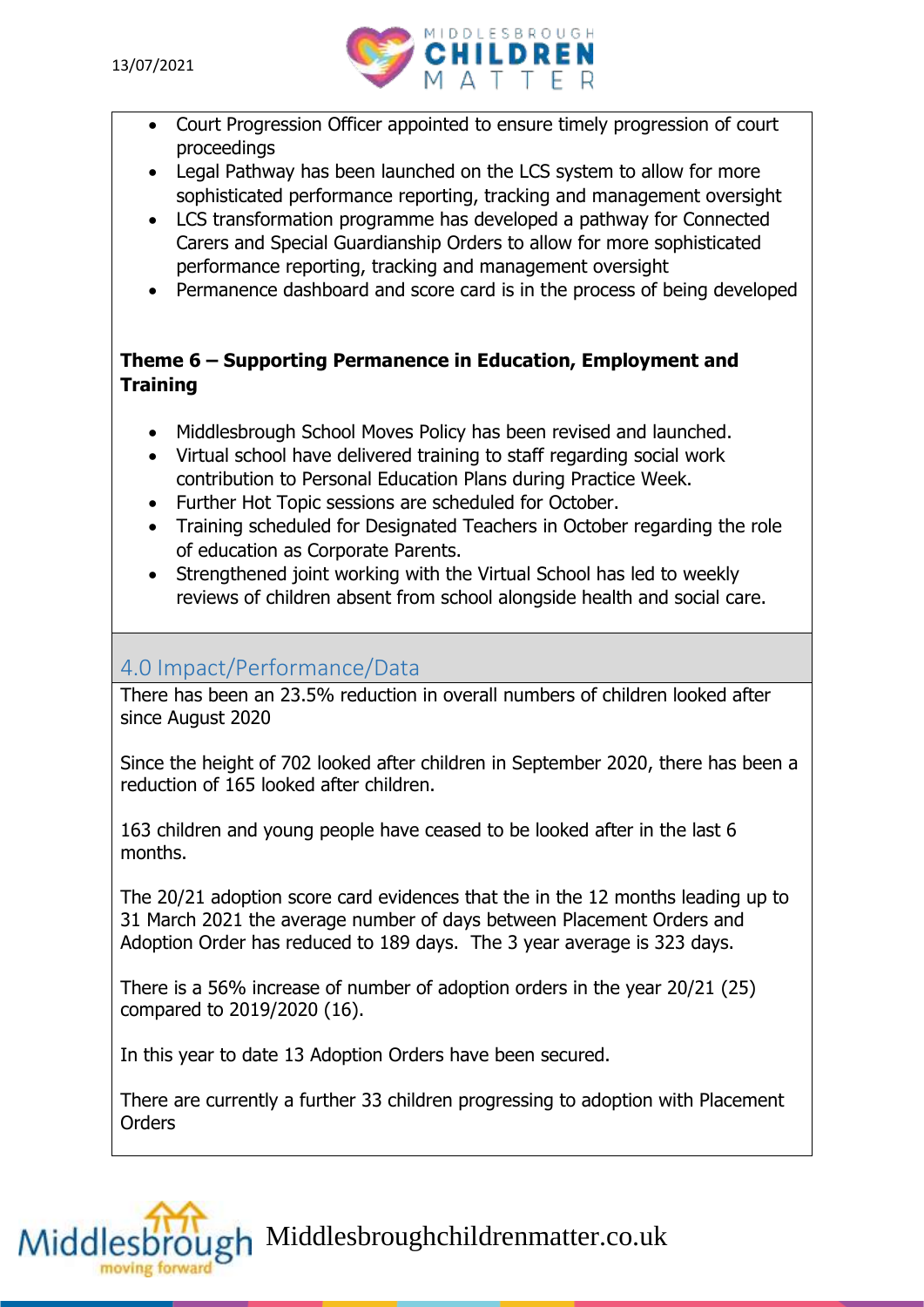- Court Progression Officer appointed to ensure timely progression of court proceedings
- Legal Pathway has been launched on the LCS system to allow for more sophisticated performance reporting, tracking and management oversight
- LCS transformation programme has developed a pathway for Connected Carers and Special Guardianship Orders to allow for more sophisticated performance reporting, tracking and management oversight
- Permanence dashboard and score card is in the process of being developed

**Theme 6 – Supporting Permanence in Education, Employment and Training**

- Middlesbrough School Moves Policy has been revised and launched.
- Virtual school have delivered training to staff regarding social work contribution to Personal Education Plans during Practice Week.
- Further Hot Topic sessions are scheduled for October.
- Training scheduled for Designated Teachers in October regarding the role of education as Corporate Parents.
- Strengthened joint working with the Virtual School has led to weekly reviews of children absent from school alongside health and social care.

## 4.0 Impact/Performance/Data

There has been an 23.5% reduction in overall numbers of children looked after since August 2020

Since the height of 702 looked after children in September 2020, there has been a reduction of 165 looked after children.

163 children and young people have ceased to be looked after in the last 6 months.

The 20/21 adoption score card evidences that the in the 12 months leading up to 31 March 2021 the average number of days between Placement Orders and Adoption Order has reduced to 189 days. The 3 year average is 323 days.

There is a 56% increase of number of adoption orders in the year 20/21 (25) compared to 2019/2020 (16).

In this year to date 13 Adoption Orders have been secured.

There are currently a further 33 children progressing to adoption with Placement Orders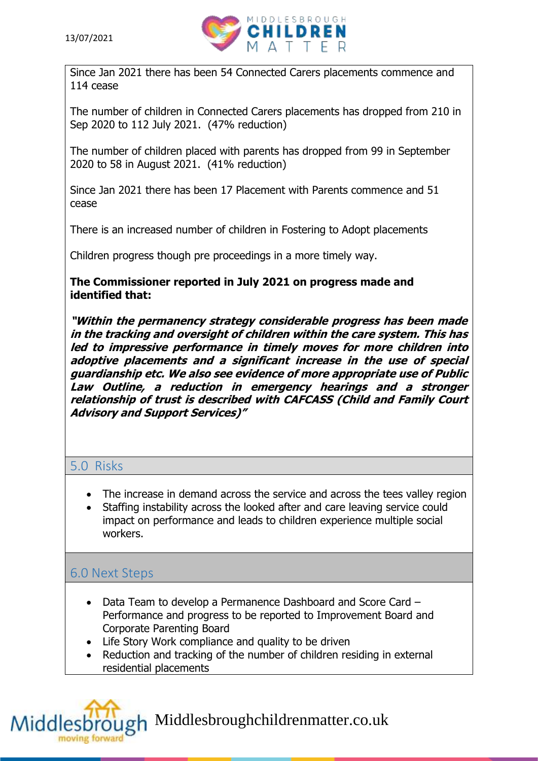Since Jan 2021 there has been 54 Connected Carers placements commence and 114 cease

The number of children in Connected Carers placements has dropped from 210 in Sep 2020 to 112 July 2021. (47% reduction)

The number of children placed with parents has dropped from 99 in September 2020 to 58 in August 2021. (41% reduction)

Since Jan 2021 there has been 17 Placement with Parents commence and 51 cease

There is an increased number of children in Fostering to Adopt placements

Children progress though pre proceedings in a more timely way.

**The Commissioner reported in July 2021 on progress made and identified that:**

***"Within the permanency strategy considerable progress has been made in the tracking and oversight of children within the care system. This has led to impressive performance in timely moves for more children into adoptive placements and a significant increase in the use of special guardianship etc. We also see evidence of more appropriate use of Public Law Outline, a reduction in emergency hearings and a stronger relationship of trust is described with CAFCASS (Child and Family Court Advisory and Support Services)"***

## 5.0 Risks

- The increase in demand across the service and across the tees valley region
- Staffing instability across the looked after and care leaving service could impact on performance and leads to children experience multiple social workers.

## 6.0 Next Steps

- Data Team to develop a Permanence Dashboard and Score Card – Performance and progress to be reported to Improvement Board and Corporate Parenting Board
- Life Story Work compliance and quality to be driven
- Reduction and tracking of the number of children residing in external residential placements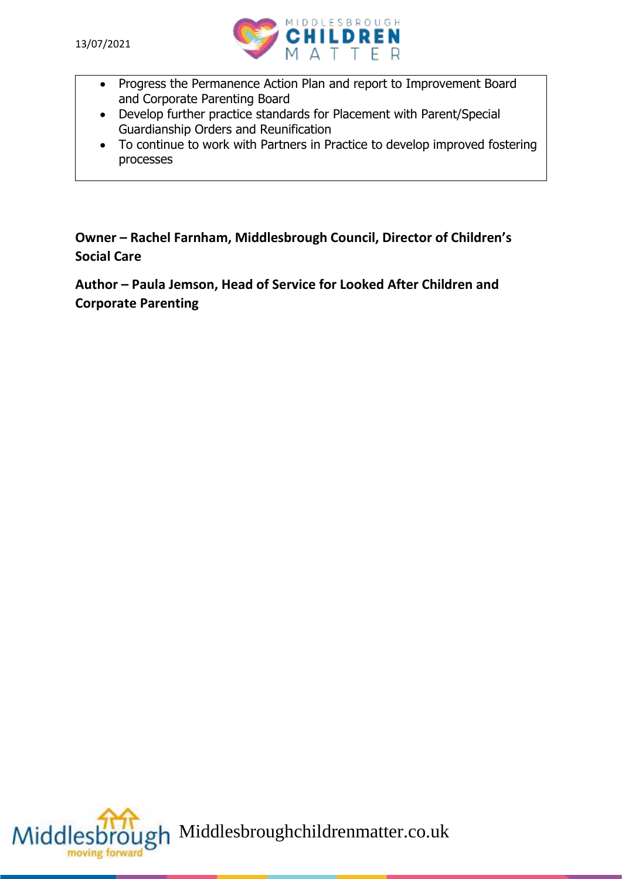- Progress the Permanence Action Plan and report to Improvement Board and Corporate Parenting Board
- Develop further practice standards for Placement with Parent/Special Guardianship Orders and Reunification
- To continue to work with Partners in Practice to develop improved fostering processes

**Owner – Rachel Farnham, Middlesbrough Council, Director of Children's Social Care**

**Author – Paula Jemson, Head of Service for Looked After Children and Corporate Parenting**